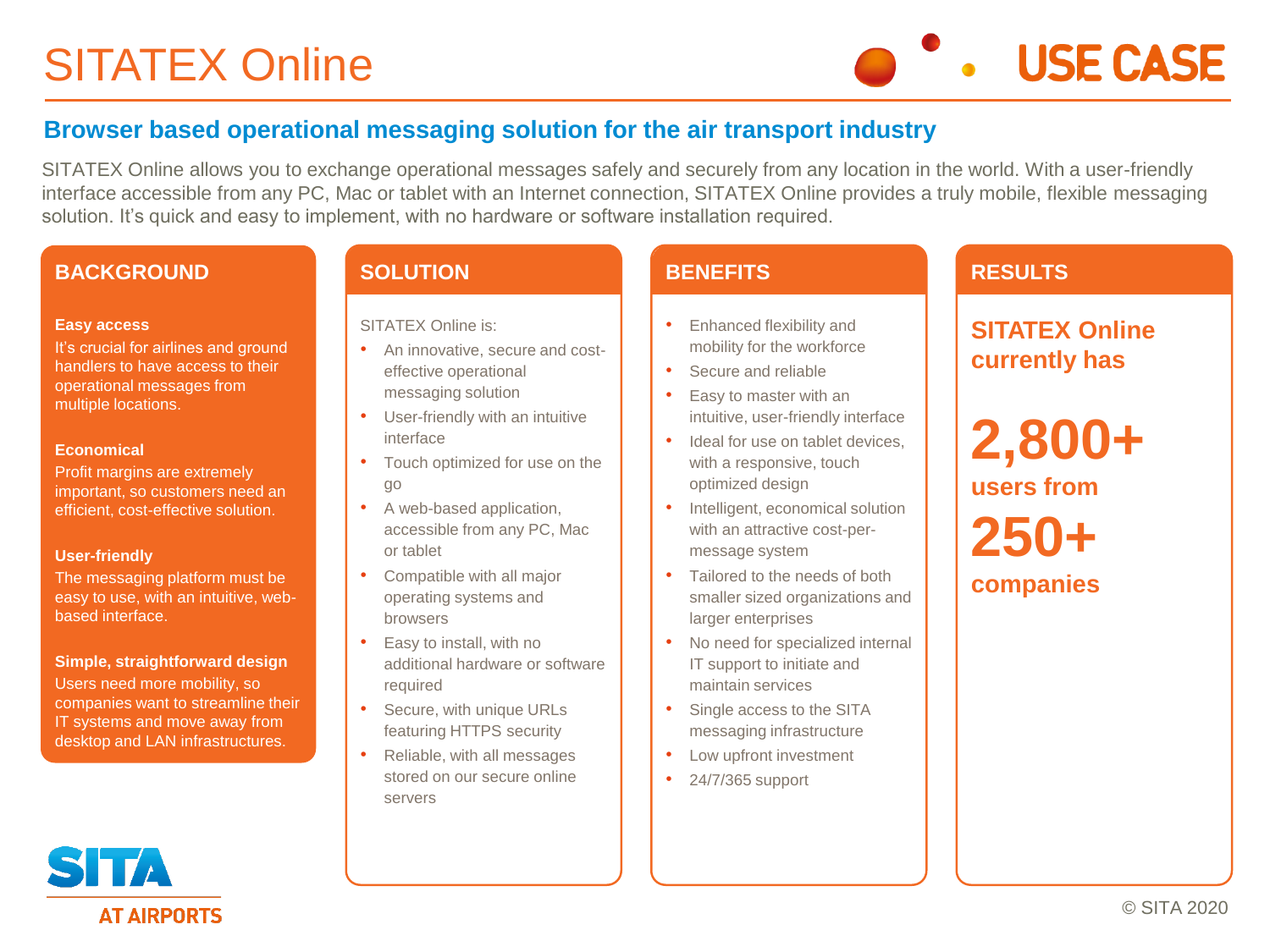# SITATEX Online

USE CASE

## Browser based operational messaging solution for the air transport industry

SITATEX Online allows you to exchange operational messages safely and securely from any location in the world. With a user-friendly interface accessible from any PC, Mac or tablet with an Internet connection, SITATEX Online provides a truly mobile, flexible messaging solution. It's quick and easy to implement, with no hardware or software installation required.

### BACKGROUND

**Easy access**
It's crucial for airlines and ground handlers to have access to their operational messages from multiple locations.

**Economical**
Profit margins are extremely important, so customers need an efficient, cost-effective solution.

**User-friendly**
The messaging platform must be easy to use, with an intuitive, web-based interface.

**Simple, straightforward design**
Users need more mobility, so companies want to streamline their IT systems and move away from desktop and LAN infrastructures.

### SOLUTION

SITATEX Online is:

- An innovative, secure and cost-effective operational messaging solution
- User-friendly with an intuitive interface
- Touch optimized for use on the go
- A web-based application, accessible from any PC, Mac or tablet
- Compatible with all major operating systems and browsers
- Easy to install, with no additional hardware or software required
- Secure, with unique URLs featuring HTTPS security
- Reliable, with all messages stored on our secure online servers

### BENEFITS

- Enhanced flexibility and mobility for the workforce
- Secure and reliable
- Easy to master with an intuitive, user-friendly interface
- Ideal for use on tablet devices, with a responsive, touch optimized design
- Intelligent, economical solution with an attractive cost-per-message system
- Tailored to the needs of both smaller sized organizations and larger enterprises
- No need for specialized internal IT support to initiate and maintain services
- Single access to the SITA messaging infrastructure
- Low upfront investment
- 24/7/365 support

### RESULTS

**SITATEX Online currently has**

**2,800+**

**users from**

**250+**

**companies**

SITA AT AIRPORTS

© SITA 2020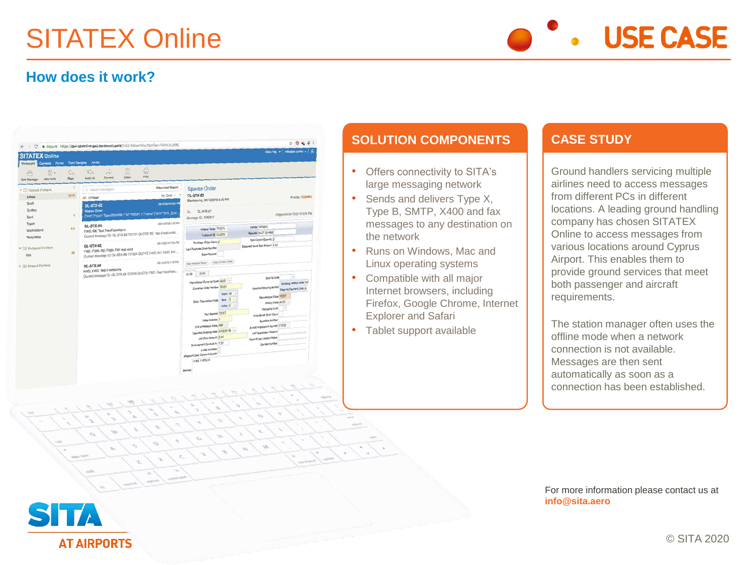# SITATEX Online

USE CASE

## How does it work?

### SOLUTION COMPONENTS

- Offers connectivity to SITA's large messaging network
- Sends and delivers Type X, Type B, SMTP, X400 and fax messages to any destination on the network
- Runs on Windows, Mac and Linux operating systems
- Compatible with all major Internet browsers, including Firefox, Google Chrome, Internet Explorer and Safari
- Tablet support available

### CASE STUDY

Ground handlers servicing multiple airlines need to access messages from different PCs in different locations. A leading ground handling company has chosen SITATEX Online to access messages from various locations around Cyprus Airport. This enables them to provide ground services that meet both passenger and aircraft requirements.

The station manager often uses the offline mode when a network connection is not available. Messages are then sent automatically as soon as a connection has been established.

For more information please contact us at **info@sita.aero**

SITA AT AIRPORTS

© SITA 2020